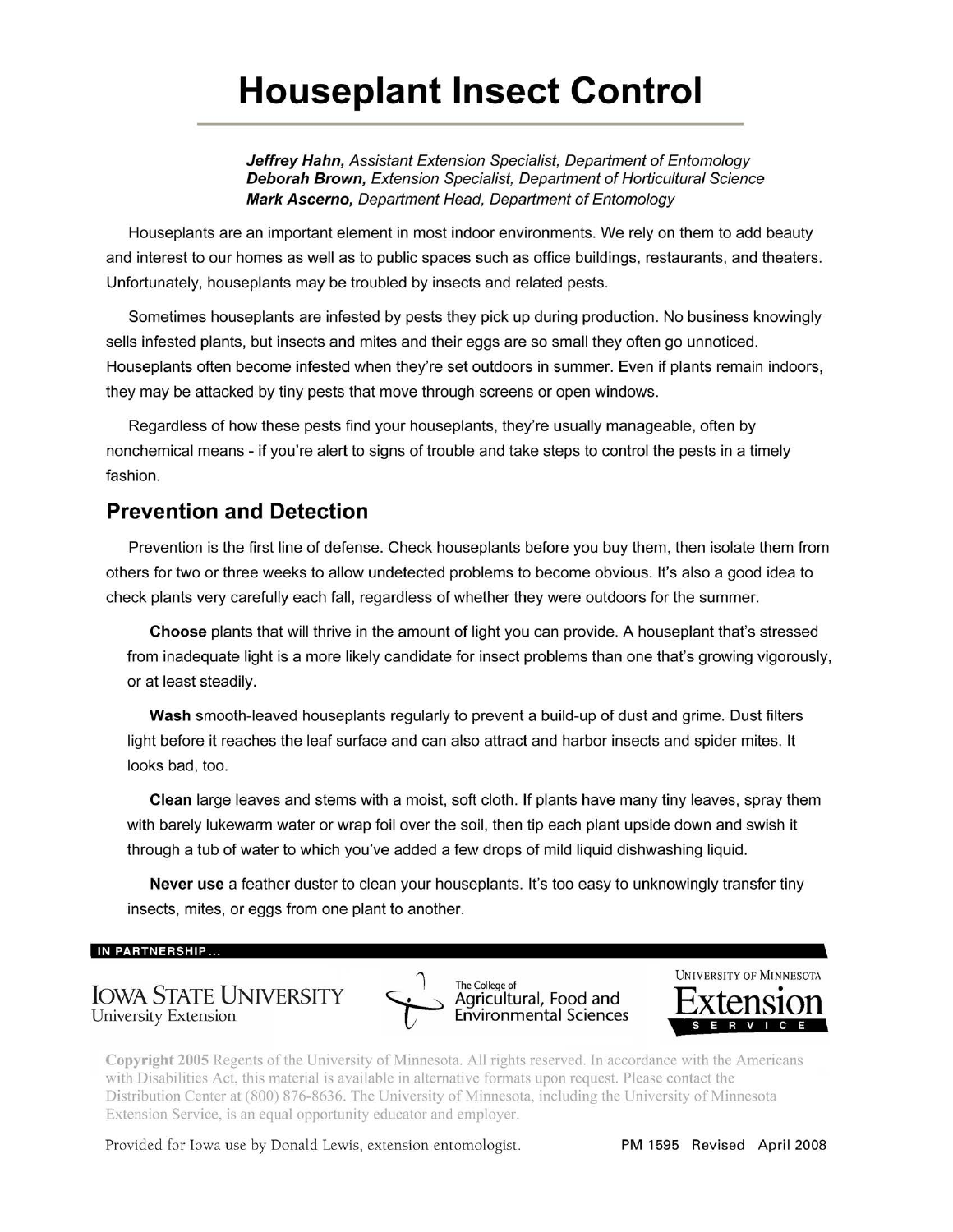# Houseplant Insect Control

***Jeffrey Hahn,*** *Assistant Extension Specialist, Department of Entomology*
***Deborah Brown,*** *Extension Specialist, Department of Horticultural Science*
***Mark Ascerno,*** *Department Head, Department of Entomology*

Houseplants are an important element in most indoor environments. We rely on them to add beauty and interest to our homes as well as to public spaces such as office buildings, restaurants, and theaters. Unfortunately, houseplants may be troubled by insects and related pests.

Sometimes houseplants are infested by pests they pick up during production. No business knowingly sells infested plants, but insects and mites and their eggs are so small they often go unnoticed. Houseplants often become infested when they're set outdoors in summer. Even if plants remain indoors, they may be attacked by tiny pests that move through screens or open windows.

Regardless of how these pests find your houseplants, they're usually manageable, often by nonchemical means - if you're alert to signs of trouble and take steps to control the pests in a timely fashion.

## Prevention and Detection

Prevention is the first line of defense. Check houseplants before you buy them, then isolate them from others for two or three weeks to allow undetected problems to become obvious. It's also a good idea to check plants very carefully each fall, regardless of whether they were outdoors for the summer.

**Choose** plants that will thrive in the amount of light you can provide. A houseplant that's stressed from inadequate light is a more likely candidate for insect problems than one that's growing vigorously, or at least steadily.

**Wash** smooth-leaved houseplants regularly to prevent a build-up of dust and grime. Dust filters light before it reaches the leaf surface and can also attract and harbor insects and spider mites. It looks bad, too.

**Clean** large leaves and stems with a moist, soft cloth. If plants have many tiny leaves, spray them with barely lukewarm water or wrap foil over the soil, then tip each plant upside down and swish it through a tub of water to which you've added a few drops of mild liquid dishwashing liquid.

**Never use** a feather duster to clean your houseplants. It's too easy to unknowingly transfer tiny insects, mites, or eggs from one plant to another.

IN PARTNERSHIP...

Iowa State University University Extension | The College of Agricultural, Food and Environmental Sciences | University of Minnesota Extension Service

Copyright 2005 Regents of the University of Minnesota. All rights reserved. In accordance with the Americans with Disabilities Act, this material is available in alternative formats upon request. Please contact the Distribution Center at (800) 876-8636. The University of Minnesota, including the University of Minnesota Extension Service, is an equal opportunity educator and employer.

Provided for Iowa use by Donald Lewis, extension entomologist. PM 1595 Revised April 2008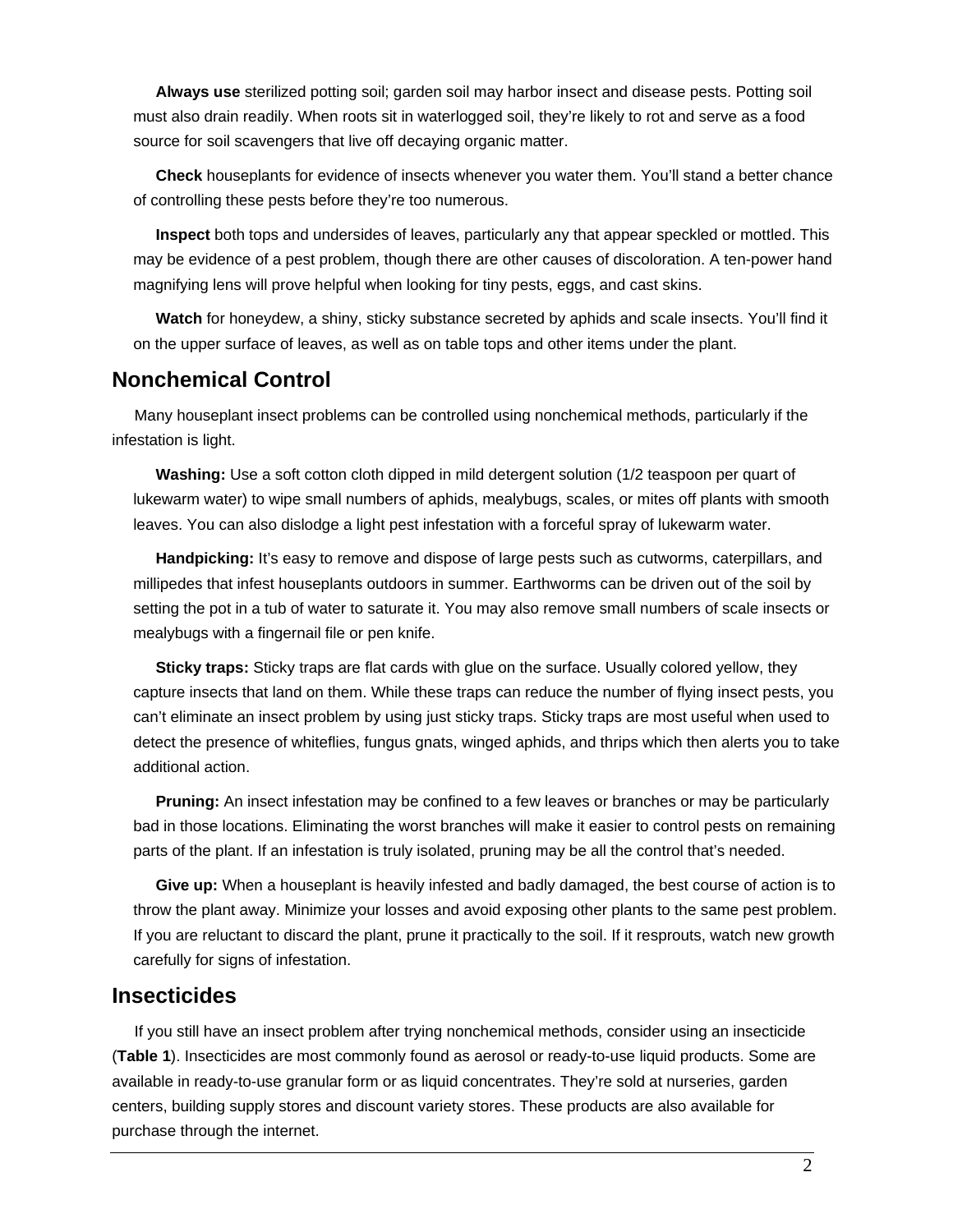**Always use** sterilized potting soil; garden soil may harbor insect and disease pests. Potting soil must also drain readily. When roots sit in waterlogged soil, they're likely to rot and serve as a food source for soil scavengers that live off decaying organic matter.

**Check** houseplants for evidence of insects whenever you water them. You'll stand a better chance of controlling these pests before they're too numerous.

**Inspect** both tops and undersides of leaves, particularly any that appear speckled or mottled. This may be evidence of a pest problem, though there are other causes of discoloration. A ten-power hand magnifying lens will prove helpful when looking for tiny pests, eggs, and cast skins.

**Watch** for honeydew, a shiny, sticky substance secreted by aphids and scale insects. You'll find it on the upper surface of leaves, as well as on table tops and other items under the plant.

## Nonchemical Control

Many houseplant insect problems can be controlled using nonchemical methods, particularly if the infestation is light.

**Washing:** Use a soft cotton cloth dipped in mild detergent solution (1/2 teaspoon per quart of lukewarm water) to wipe small numbers of aphids, mealybugs, scales, or mites off plants with smooth leaves. You can also dislodge a light pest infestation with a forceful spray of lukewarm water.

**Handpicking:** It's easy to remove and dispose of large pests such as cutworms, caterpillars, and millipedes that infest houseplants outdoors in summer. Earthworms can be driven out of the soil by setting the pot in a tub of water to saturate it. You may also remove small numbers of scale insects or mealybugs with a fingernail file or pen knife.

**Sticky traps:** Sticky traps are flat cards with glue on the surface. Usually colored yellow, they capture insects that land on them. While these traps can reduce the number of flying insect pests, you can't eliminate an insect problem by using just sticky traps. Sticky traps are most useful when used to detect the presence of whiteflies, fungus gnats, winged aphids, and thrips which then alerts you to take additional action.

**Pruning:** An insect infestation may be confined to a few leaves or branches or may be particularly bad in those locations. Eliminating the worst branches will make it easier to control pests on remaining parts of the plant. If an infestation is truly isolated, pruning may be all the control that's needed.

**Give up:** When a houseplant is heavily infested and badly damaged, the best course of action is to throw the plant away. Minimize your losses and avoid exposing other plants to the same pest problem. If you are reluctant to discard the plant, prune it practically to the soil. If it resprouts, watch new growth carefully for signs of infestation.

## Insecticides

If you still have an insect problem after trying nonchemical methods, consider using an insecticide (**Table 1**). Insecticides are most commonly found as aerosol or ready-to-use liquid products. Some are available in ready-to-use granular form or as liquid concentrates. They're sold at nurseries, garden centers, building supply stores and discount variety stores. These products are also available for purchase through the internet.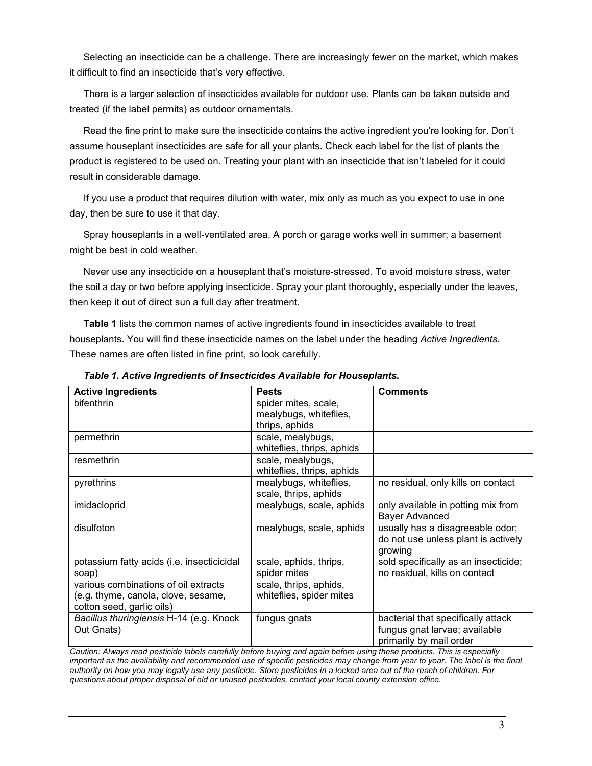Selecting an insecticide can be a challenge. There are increasingly fewer on the market, which makes it difficult to find an insecticide that's very effective.

There is a larger selection of insecticides available for outdoor use. Plants can be taken outside and treated (if the label permits) as outdoor ornamentals.

Read the fine print to make sure the insecticide contains the active ingredient you're looking for. Don't assume houseplant insecticides are safe for all your plants. Check each label for the list of plants the product is registered to be used on. Treating your plant with an insecticide that isn't labeled for it could result in considerable damage.

If you use a product that requires dilution with water, mix only as much as you expect to use in one day, then be sure to use it that day.

Spray houseplants in a well-ventilated area. A porch or garage works well in summer; a basement might be best in cold weather.

Never use any insecticide on a houseplant that's moisture-stressed. To avoid moisture stress, water the soil a day or two before applying insecticide. Spray your plant thoroughly, especially under the leaves, then keep it out of direct sun a full day after treatment.

**Table 1** lists the common names of active ingredients found in insecticides available to treat houseplants. You will find these insecticide names on the label under the heading *Active Ingredients.* These names are often listed in fine print, so look carefully.

***Table 1. Active Ingredients of Insecticides Available for Houseplants.***

| Active Ingredients | Pests | Comments |
|---|---|---|
| bifenthrin | spider mites, scale, mealybugs, whiteflies, thrips, aphids | |
| permethrin | scale, mealybugs, whiteflies, thrips, aphids | |
| resmethrin | scale, mealybugs, whiteflies, thrips, aphids | |
| pyrethrins | mealybugs, whiteflies, scale, thrips, aphids | no residual, only kills on contact |
| imidacloprid | mealybugs, scale, aphids | only available in potting mix from Bayer Advanced |
| disulfoton | mealybugs, scale, aphids | usually has a disagreeable odor; do not use unless plant is actively growing |
| potassium fatty acids (i.e. insecticicidal soap) | scale, aphids, thrips, spider mites | sold specifically as an insecticide; no residual, kills on contact |
| various combinations of oil extracts (e.g. thyme, canola, clove, sesame, cotton seed, garlic oils) | scale, thrips, aphids, whiteflies, spider mites | |
| *Bacillus thuringiensis* H-14 (e.g. Knock Out Gnats) | fungus gnats | bacterial that specifically attack fungus gnat larvae; available primarily by mail order |

*Caution: Always read pesticide labels carefully before buying and again before using these products. This is especially important as the availability and recommended use of specific pesticides may change from year to year. The label is the final authority on how you may legally use any pesticide. Store pesticides in a locked area out of the reach of children. For questions about proper disposal of old or unused pesticides, contact your local county extension office.*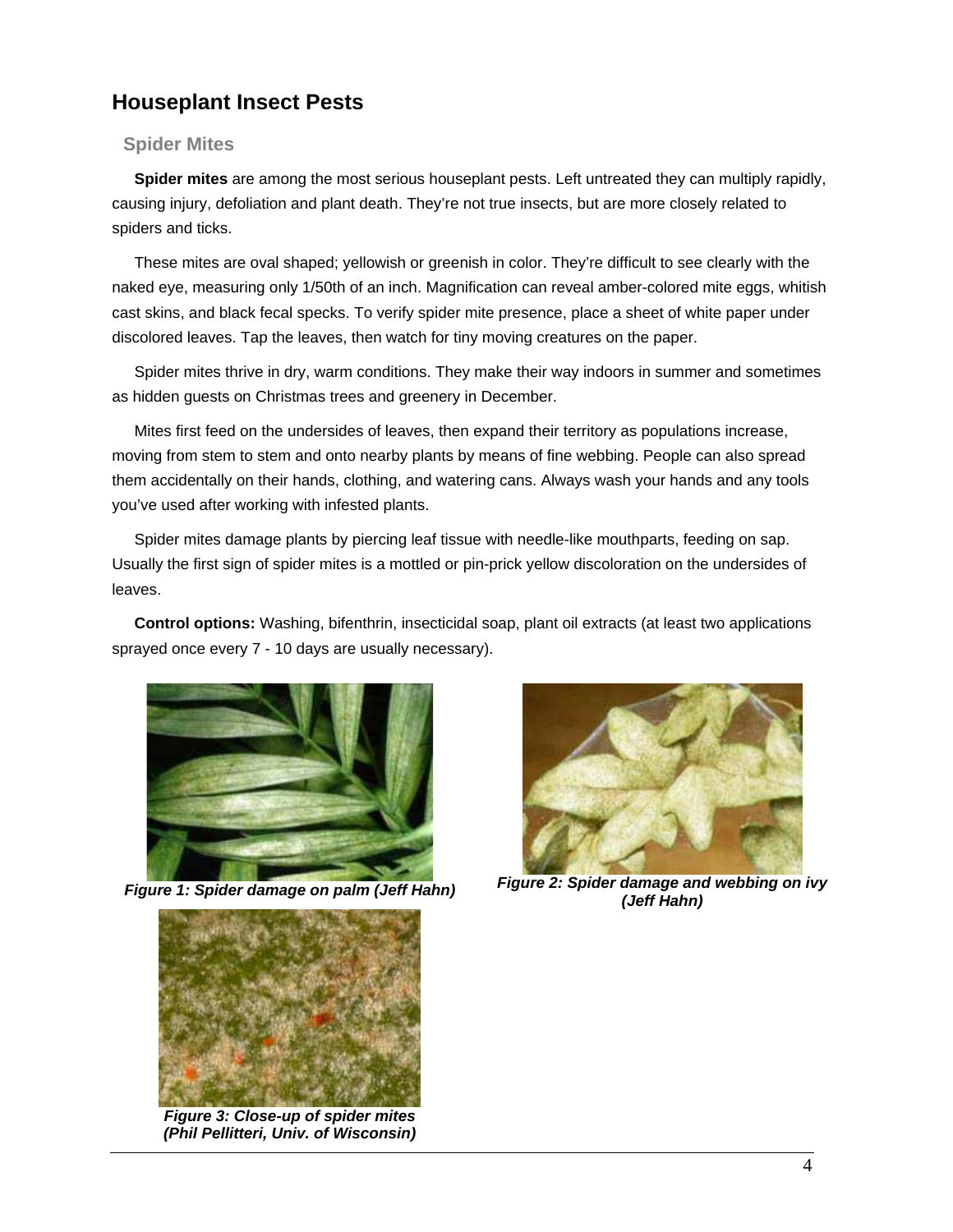# Houseplant Insect Pests

## Spider Mites

**Spider mites** are among the most serious houseplant pests. Left untreated they can multiply rapidly, causing injury, defoliation and plant death. They're not true insects, but are more closely related to spiders and ticks.

These mites are oval shaped; yellowish or greenish in color. They're difficult to see clearly with the naked eye, measuring only 1/50th of an inch. Magnification can reveal amber-colored mite eggs, whitish cast skins, and black fecal specks. To verify spider mite presence, place a sheet of white paper under discolored leaves. Tap the leaves, then watch for tiny moving creatures on the paper.

Spider mites thrive in dry, warm conditions. They make their way indoors in summer and sometimes as hidden guests on Christmas trees and greenery in December.

Mites first feed on the undersides of leaves, then expand their territory as populations increase, moving from stem to stem and onto nearby plants by means of fine webbing. People can also spread them accidentally on their hands, clothing, and watering cans. Always wash your hands and any tools you've used after working with infested plants.

Spider mites damage plants by piercing leaf tissue with needle-like mouthparts, feeding on sap. Usually the first sign of spider mites is a mottled or pin-prick yellow discoloration on the undersides of leaves.

**Control options:** Washing, bifenthrin, insecticidal soap, plant oil extracts (at least two applications sprayed once every 7 - 10 days are usually necessary).

***Figure 1: Spider damage on palm (Jeff Hahn)***

***Figure 2: Spider damage and webbing on ivy (Jeff Hahn)***

***Figure 3: Close-up of spider mites (Phil Pellitteri, Univ. of Wisconsin)***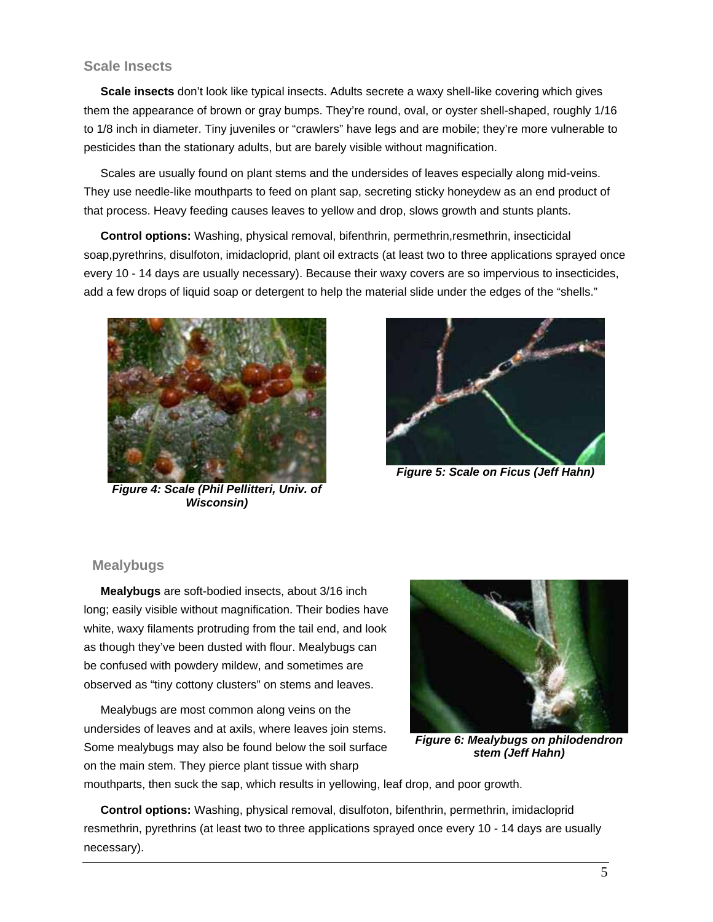## Scale Insects

**Scale insects** don't look like typical insects. Adults secrete a waxy shell-like covering which gives them the appearance of brown or gray bumps. They're round, oval, or oyster shell-shaped, roughly 1/16 to 1/8 inch in diameter. Tiny juveniles or "crawlers" have legs and are mobile; they're more vulnerable to pesticides than the stationary adults, but are barely visible without magnification.

Scales are usually found on plant stems and the undersides of leaves especially along mid-veins. They use needle-like mouthparts to feed on plant sap, secreting sticky honeydew as an end product of that process. Heavy feeding causes leaves to yellow and drop, slows growth and stunts plants.

**Control options:** Washing, physical removal, bifenthrin, permethrin,resmethrin, insecticidal soap,pyrethrins, disulfoton, imidacloprid, plant oil extracts (at least two to three applications sprayed once every 10 - 14 days are usually necessary). Because their waxy covers are so impervious to insecticides, add a few drops of liquid soap or detergent to help the material slide under the edges of the "shells."

***Figure 4: Scale (Phil Pellitteri, Univ. of Wisconsin)***

***Figure 5: Scale on Ficus (Jeff Hahn)***

## Mealybugs

**Mealybugs** are soft-bodied insects, about 3/16 inch long; easily visible without magnification. Their bodies have white, waxy filaments protruding from the tail end, and look as though they've been dusted with flour. Mealybugs can be confused with powdery mildew, and sometimes are observed as "tiny cottony clusters" on stems and leaves.

Mealybugs are most common along veins on the undersides of leaves and at axils, where leaves join stems. Some mealybugs may also be found below the soil surface on the main stem. They pierce plant tissue with sharp mouthparts, then suck the sap, which results in yellowing, leaf drop, and poor growth.

***Figure 6: Mealybugs on philodendron stem (Jeff Hahn)***

**Control options:** Washing, physical removal, disulfoton, bifenthrin, permethrin, imidacloprid resmethrin, pyrethrins (at least two to three applications sprayed once every 10 - 14 days are usually necessary).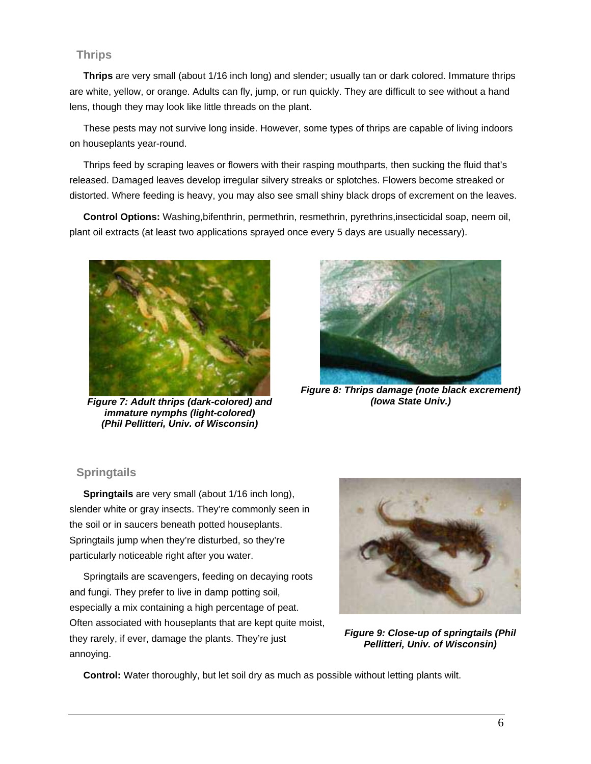## Thrips

**Thrips** are very small (about 1/16 inch long) and slender; usually tan or dark colored. Immature thrips are white, yellow, or orange. Adults can fly, jump, or run quickly. They are difficult to see without a hand lens, though they may look like little threads on the plant.

These pests may not survive long inside. However, some types of thrips are capable of living indoors on houseplants year-round.

Thrips feed by scraping leaves or flowers with their rasping mouthparts, then sucking the fluid that's released. Damaged leaves develop irregular silvery streaks or splotches. Flowers become streaked or distorted. Where feeding is heavy, you may also see small shiny black drops of excrement on the leaves.

**Control Options:** Washing,bifenthrin, permethrin, resmethrin, pyrethrins,insecticidal soap, neem oil, plant oil extracts (at least two applications sprayed once every 5 days are usually necessary).

***Figure 7: Adult thrips (dark-colored) and immature nymphs (light-colored) (Phil Pellitteri, Univ. of Wisconsin)***

***Figure 8: Thrips damage (note black excrement) (Iowa State Univ.)***

## Springtails

**Springtails** are very small (about 1/16 inch long), slender white or gray insects. They're commonly seen in the soil or in saucers beneath potted houseplants. Springtails jump when they're disturbed, so they're particularly noticeable right after you water.

Springtails are scavengers, feeding on decaying roots and fungi. They prefer to live in damp potting soil, especially a mix containing a high percentage of peat. Often associated with houseplants that are kept quite moist, they rarely, if ever, damage the plants. They're just annoying.

***Figure 9: Close-up of springtails (Phil Pellitteri, Univ. of Wisconsin)***

**Control:** Water thoroughly, but let soil dry as much as possible without letting plants wilt.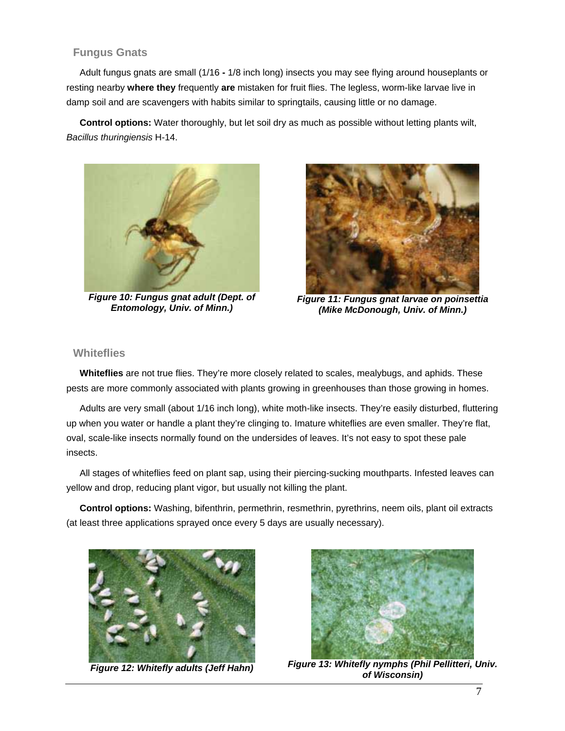## Fungus Gnats

Adult fungus gnats are small (1/16 **-** 1/8 inch long) insects you may see flying around houseplants or resting nearby **where they** frequently **are** mistaken for fruit flies. The legless, worm-like larvae live in damp soil and are scavengers with habits similar to springtails, causing little or no damage.

**Control options:** Water thoroughly, but let soil dry as much as possible without letting plants wilt, *Bacillus thuringiensis* H-14.

***Figure 10: Fungus gnat adult (Dept. of Entomology, Univ. of Minn.)***

***Figure 11: Fungus gnat larvae on poinsettia (Mike McDonough, Univ. of Minn.)***

## Whiteflies

**Whiteflies** are not true flies. They're more closely related to scales, mealybugs, and aphids. These pests are more commonly associated with plants growing in greenhouses than those growing in homes.

Adults are very small (about 1/16 inch long), white moth-like insects. They're easily disturbed, fluttering up when you water or handle a plant they're clinging to. Imature whiteflies are even smaller. They're flat, oval, scale-like insects normally found on the undersides of leaves. It's not easy to spot these pale insects.

All stages of whiteflies feed on plant sap, using their piercing-sucking mouthparts. Infested leaves can yellow and drop, reducing plant vigor, but usually not killing the plant.

**Control options:** Washing, bifenthrin, permethrin, resmethrin, pyrethrins, neem oils, plant oil extracts (at least three applications sprayed once every 5 days are usually necessary).

***Figure 12: Whitefly adults (Jeff Hahn)***

***Figure 13: Whitefly nymphs (Phil Pellitteri, Univ. of Wisconsin)***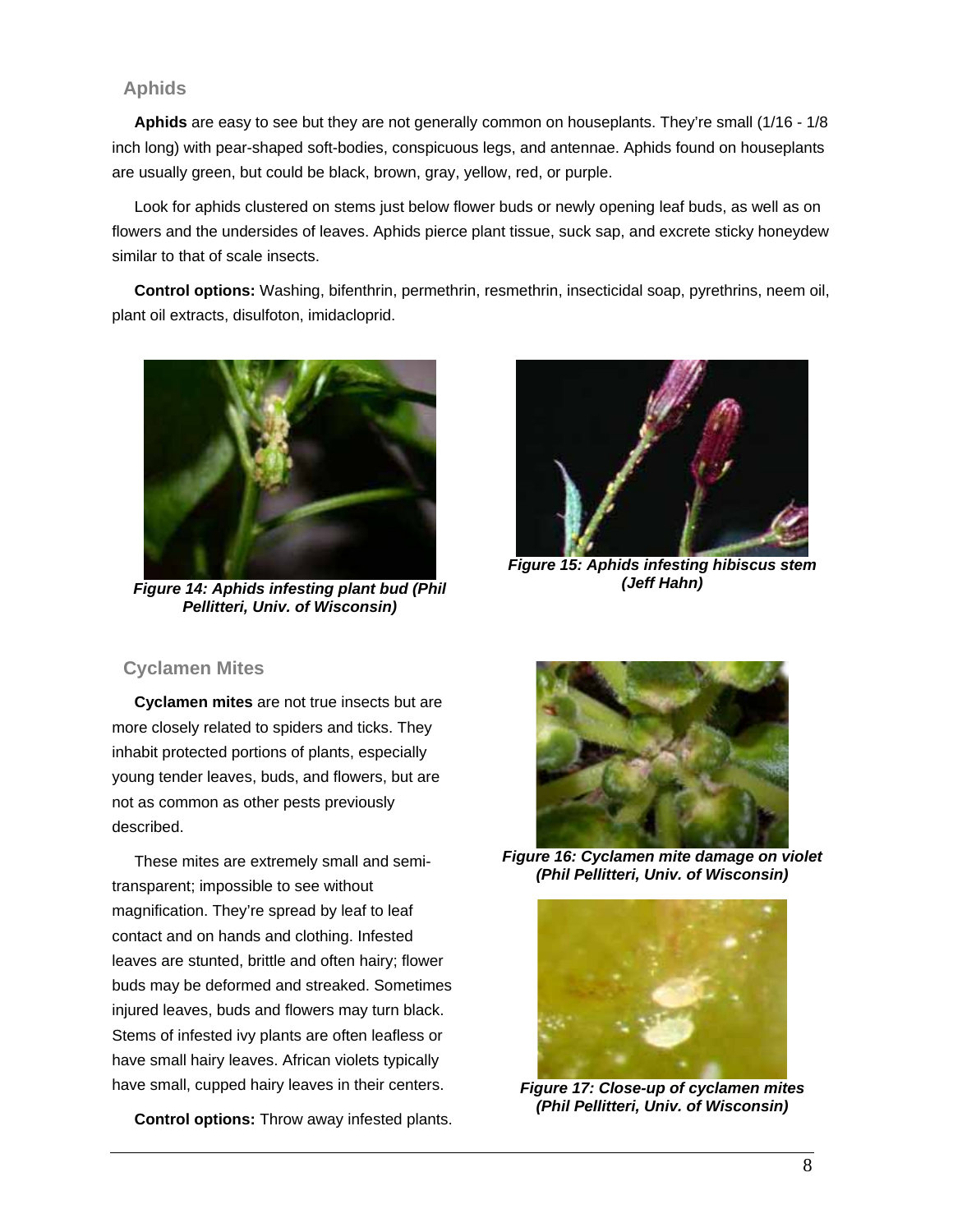## Aphids

**Aphids** are easy to see but they are not generally common on houseplants. They're small (1/16 - 1/8 inch long) with pear-shaped soft-bodies, conspicuous legs, and antennae. Aphids found on houseplants are usually green, but could be black, brown, gray, yellow, red, or purple.

Look for aphids clustered on stems just below flower buds or newly opening leaf buds, as well as on flowers and the undersides of leaves. Aphids pierce plant tissue, suck sap, and excrete sticky honeydew similar to that of scale insects.

**Control options:** Washing, bifenthrin, permethrin, resmethrin, insecticidal soap, pyrethrins, neem oil, plant oil extracts, disulfoton, imidacloprid.

***Figure 14: Aphids infesting plant bud (Phil Pellitteri, Univ. of Wisconsin)***

***Figure 15: Aphids infesting hibiscus stem (Jeff Hahn)***

## Cyclamen Mites

**Cyclamen mites** are not true insects but are more closely related to spiders and ticks. They inhabit protected portions of plants, especially young tender leaves, buds, and flowers, but are not as common as other pests previously described.

These mites are extremely small and semi-transparent; impossible to see without magnification. They're spread by leaf to leaf contact and on hands and clothing. Infested leaves are stunted, brittle and often hairy; flower buds may be deformed and streaked. Sometimes injured leaves, buds and flowers may turn black. Stems of infested ivy plants are often leafless or have small hairy leaves. African violets typically have small, cupped hairy leaves in their centers.

**Control options:** Throw away infested plants.

***Figure 16: Cyclamen mite damage on violet (Phil Pellitteri, Univ. of Wisconsin)***

***Figure 17: Close-up of cyclamen mites (Phil Pellitteri, Univ. of Wisconsin)***